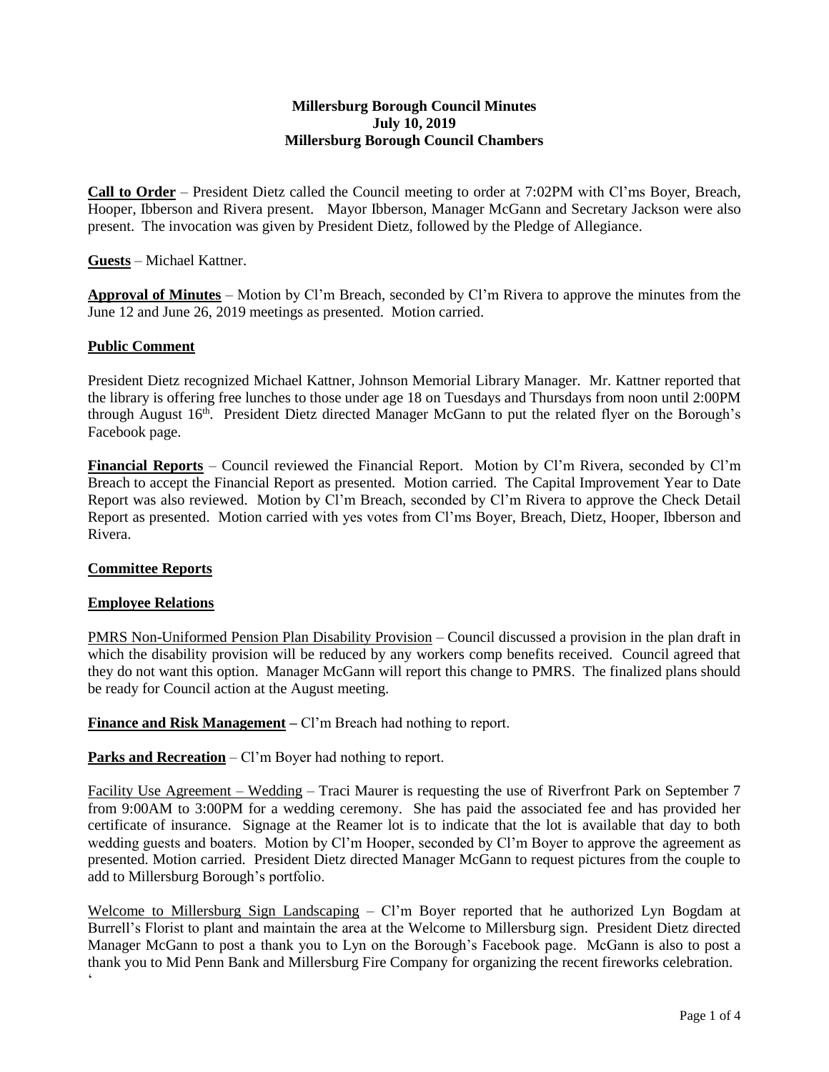**Millersburg Borough Council Minutes**
**July 10, 2019**
**Millersburg Borough Council Chambers**

**Call to Order** – President Dietz called the Council meeting to order at 7:02PM with Cl'ms Boyer, Breach, Hooper, Ibberson and Rivera present. Mayor Ibberson, Manager McGann and Secretary Jackson were also present. The invocation was given by President Dietz, followed by the Pledge of Allegiance.

**Guests** – Michael Kattner.

**Approval of Minutes** – Motion by Cl'm Breach, seconded by Cl'm Rivera to approve the minutes from the June 12 and June 26, 2019 meetings as presented. Motion carried.

**Public Comment**

President Dietz recognized Michael Kattner, Johnson Memorial Library Manager. Mr. Kattner reported that the library is offering free lunches to those under age 18 on Tuesdays and Thursdays from noon until 2:00PM through August 16th. President Dietz directed Manager McGann to put the related flyer on the Borough's Facebook page.

**Financial Reports** – Council reviewed the Financial Report. Motion by Cl'm Rivera, seconded by Cl'm Breach to accept the Financial Report as presented. Motion carried. The Capital Improvement Year to Date Report was also reviewed. Motion by Cl'm Breach, seconded by Cl'm Rivera to approve the Check Detail Report as presented. Motion carried with yes votes from Cl'ms Boyer, Breach, Dietz, Hooper, Ibberson and Rivera.

**Committee Reports**

**Employee Relations**

PMRS Non-Uniformed Pension Plan Disability Provision – Council discussed a provision in the plan draft in which the disability provision will be reduced by any workers comp benefits received. Council agreed that they do not want this option. Manager McGann will report this change to PMRS. The finalized plans should be ready for Council action at the August meeting.

**Finance and Risk Management –** Cl'm Breach had nothing to report.

**Parks and Recreation** – Cl'm Boyer had nothing to report.

Facility Use Agreement – Wedding – Traci Maurer is requesting the use of Riverfront Park on September 7 from 9:00AM to 3:00PM for a wedding ceremony. She has paid the associated fee and has provided her certificate of insurance. Signage at the Reamer lot is to indicate that the lot is available that day to both wedding guests and boaters. Motion by Cl'm Hooper, seconded by Cl'm Boyer to approve the agreement as presented. Motion carried. President Dietz directed Manager McGann to request pictures from the couple to add to Millersburg Borough's portfolio.

Welcome to Millersburg Sign Landscaping – Cl'm Boyer reported that he authorized Lyn Bogdam at Burrell's Florist to plant and maintain the area at the Welcome to Millersburg sign. President Dietz directed Manager McGann to post a thank you to Lyn on the Borough's Facebook page. McGann is also to post a thank you to Mid Penn Bank and Millersburg Fire Company for organizing the recent fireworks celebration.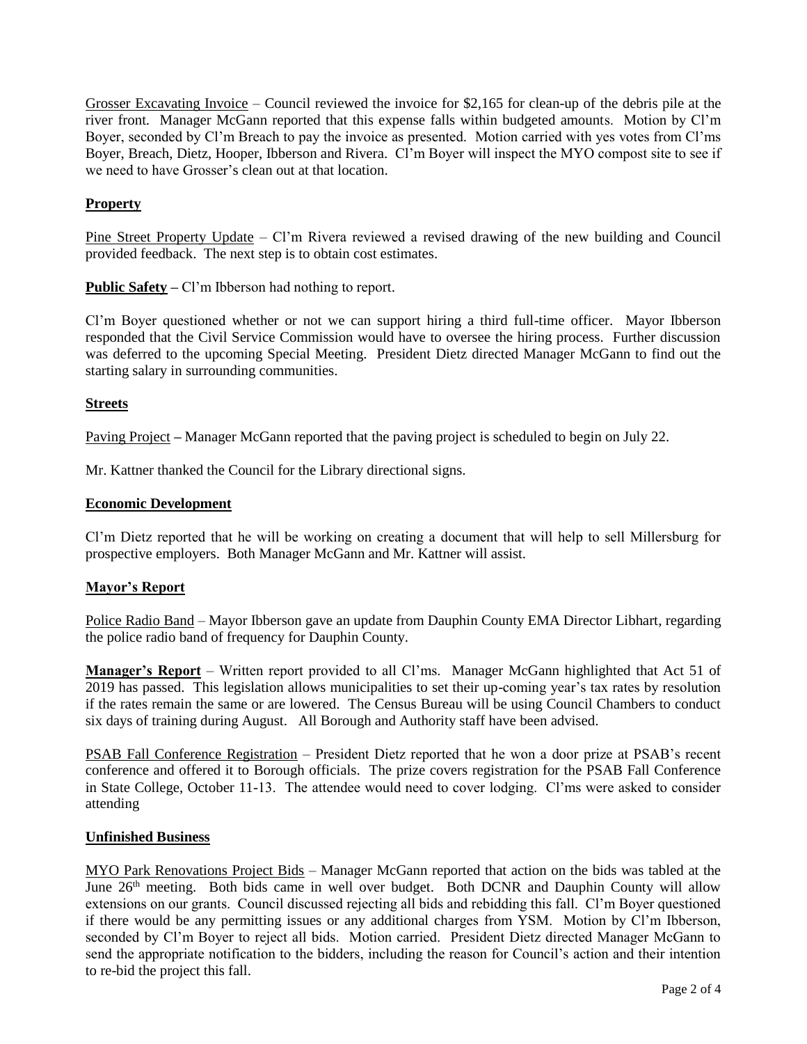Grosser Excavating Invoice – Council reviewed the invoice for $2,165 for clean-up of the debris pile at the river front. Manager McGann reported that this expense falls within budgeted amounts. Motion by Cl'm Boyer, seconded by Cl'm Breach to pay the invoice as presented. Motion carried with yes votes from Cl'ms Boyer, Breach, Dietz, Hooper, Ibberson and Rivera. Cl'm Boyer will inspect the MYO compost site to see if we need to have Grosser's clean out at that location.

## Property

Pine Street Property Update – Cl'm Rivera reviewed a revised drawing of the new building and Council provided feedback. The next step is to obtain cost estimates.

**Public Safety –** Cl'm Ibberson had nothing to report.

Cl'm Boyer questioned whether or not we can support hiring a third full-time officer. Mayor Ibberson responded that the Civil Service Commission would have to oversee the hiring process. Further discussion was deferred to the upcoming Special Meeting. President Dietz directed Manager McGann to find out the starting salary in surrounding communities.

## Streets

Paving Project **–** Manager McGann reported that the paving project is scheduled to begin on July 22.

Mr. Kattner thanked the Council for the Library directional signs.

## Economic Development

Cl'm Dietz reported that he will be working on creating a document that will help to sell Millersburg for prospective employers. Both Manager McGann and Mr. Kattner will assist.

## Mayor's Report

Police Radio Band – Mayor Ibberson gave an update from Dauphin County EMA Director Libhart, regarding the police radio band of frequency for Dauphin County.

**Manager's Report** – Written report provided to all Cl'ms. Manager McGann highlighted that Act 51 of 2019 has passed. This legislation allows municipalities to set their up-coming year's tax rates by resolution if the rates remain the same or are lowered. The Census Bureau will be using Council Chambers to conduct six days of training during August. All Borough and Authority staff have been advised.

PSAB Fall Conference Registration – President Dietz reported that he won a door prize at PSAB's recent conference and offered it to Borough officials. The prize covers registration for the PSAB Fall Conference in State College, October 11-13. The attendee would need to cover lodging. Cl'ms were asked to consider attending

## Unfinished Business

MYO Park Renovations Project Bids – Manager McGann reported that action on the bids was tabled at the June 26th meeting. Both bids came in well over budget. Both DCNR and Dauphin County will allow extensions on our grants. Council discussed rejecting all bids and rebidding this fall. Cl'm Boyer questioned if there would be any permitting issues or any additional charges from YSM. Motion by Cl'm Ibberson, seconded by Cl'm Boyer to reject all bids. Motion carried. President Dietz directed Manager McGann to send the appropriate notification to the bidders, including the reason for Council's action and their intention to re-bid the project this fall.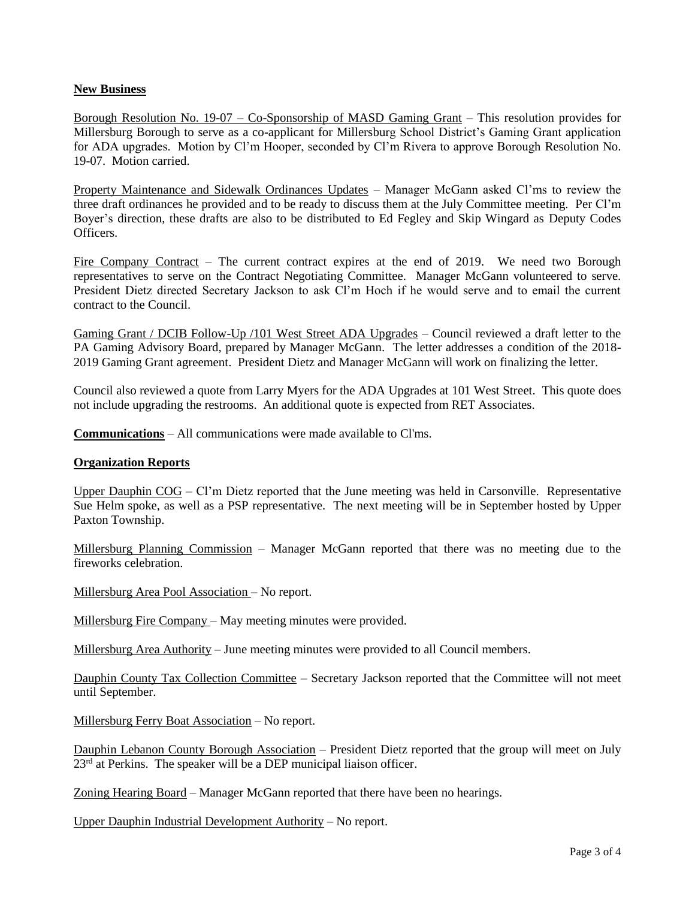**New Business**

Borough Resolution No. 19-07 – Co-Sponsorship of MASD Gaming Grant – This resolution provides for Millersburg Borough to serve as a co-applicant for Millersburg School District's Gaming Grant application for ADA upgrades. Motion by Cl'm Hooper, seconded by Cl'm Rivera to approve Borough Resolution No. 19-07. Motion carried.

Property Maintenance and Sidewalk Ordinances Updates – Manager McGann asked Cl'ms to review the three draft ordinances he provided and to be ready to discuss them at the July Committee meeting. Per Cl'm Boyer's direction, these drafts are also to be distributed to Ed Fegley and Skip Wingard as Deputy Codes Officers.

Fire Company Contract – The current contract expires at the end of 2019. We need two Borough representatives to serve on the Contract Negotiating Committee. Manager McGann volunteered to serve. President Dietz directed Secretary Jackson to ask Cl'm Hoch if he would serve and to email the current contract to the Council.

Gaming Grant / DCIB Follow-Up /101 West Street ADA Upgrades – Council reviewed a draft letter to the PA Gaming Advisory Board, prepared by Manager McGann. The letter addresses a condition of the 2018-2019 Gaming Grant agreement. President Dietz and Manager McGann will work on finalizing the letter.

Council also reviewed a quote from Larry Myers for the ADA Upgrades at 101 West Street. This quote does not include upgrading the restrooms. An additional quote is expected from RET Associates.

**Communications** – All communications were made available to Cl'ms.

**Organization Reports**

Upper Dauphin COG – Cl'm Dietz reported that the June meeting was held in Carsonville. Representative Sue Helm spoke, as well as a PSP representative. The next meeting will be in September hosted by Upper Paxton Township.

Millersburg Planning Commission – Manager McGann reported that there was no meeting due to the fireworks celebration.

Millersburg Area Pool Association – No report.

Millersburg Fire Company – May meeting minutes were provided.

Millersburg Area Authority – June meeting minutes were provided to all Council members.

Dauphin County Tax Collection Committee – Secretary Jackson reported that the Committee will not meet until September.

Millersburg Ferry Boat Association – No report.

Dauphin Lebanon County Borough Association – President Dietz reported that the group will meet on July 23rd at Perkins. The speaker will be a DEP municipal liaison officer.

Zoning Hearing Board – Manager McGann reported that there have been no hearings.

Upper Dauphin Industrial Development Authority – No report.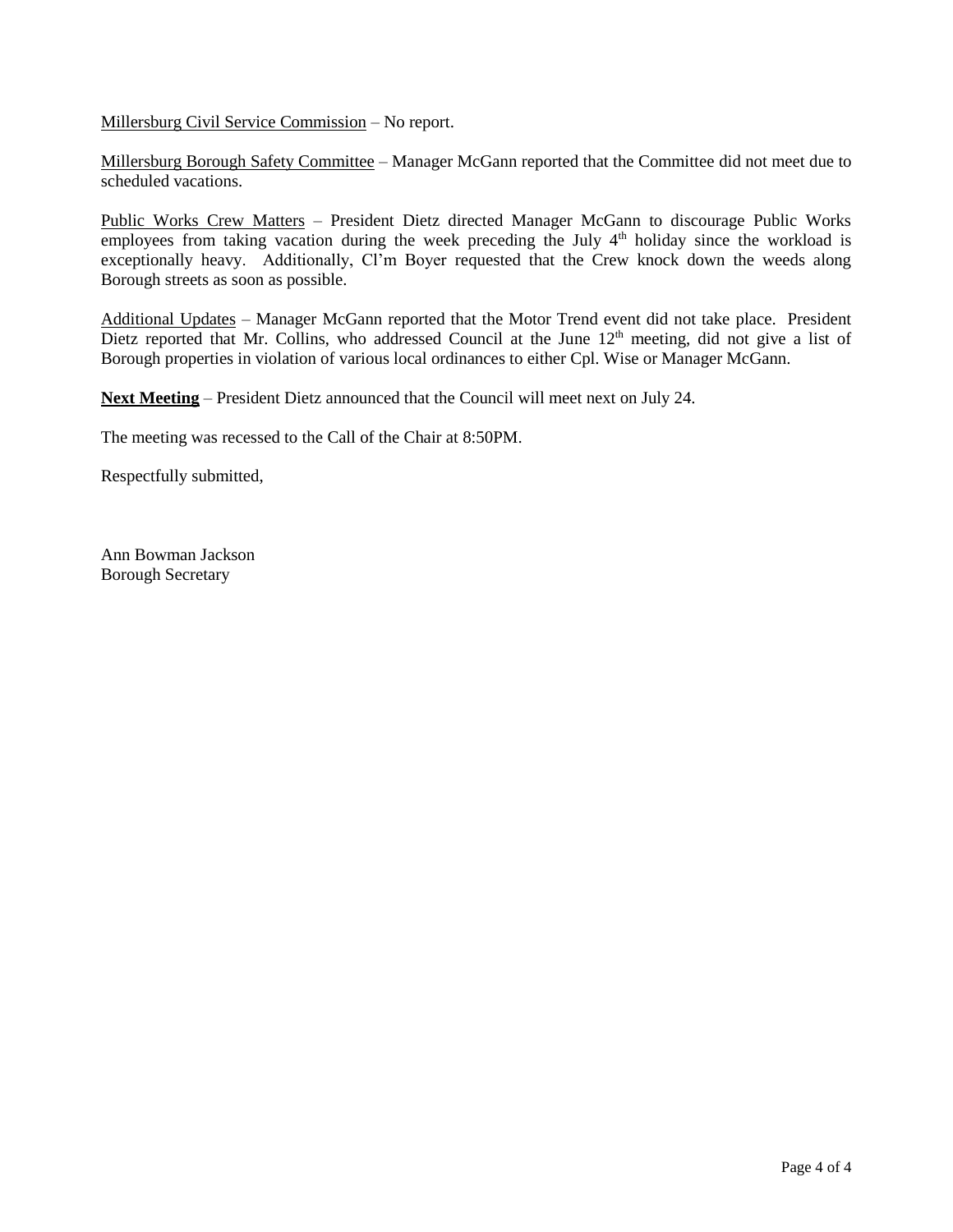Millersburg Civil Service Commission – No report.

Millersburg Borough Safety Committee – Manager McGann reported that the Committee did not meet due to scheduled vacations.

Public Works Crew Matters – President Dietz directed Manager McGann to discourage Public Works employees from taking vacation during the week preceding the July 4th holiday since the workload is exceptionally heavy. Additionally, Cl'm Boyer requested that the Crew knock down the weeds along Borough streets as soon as possible.

Additional Updates – Manager McGann reported that the Motor Trend event did not take place. President Dietz reported that Mr. Collins, who addressed Council at the June 12th meeting, did not give a list of Borough properties in violation of various local ordinances to either Cpl. Wise or Manager McGann.

**Next Meeting** – President Dietz announced that the Council will meet next on July 24.

The meeting was recessed to the Call of the Chair at 8:50PM.

Respectfully submitted,

Ann Bowman Jackson
Borough Secretary